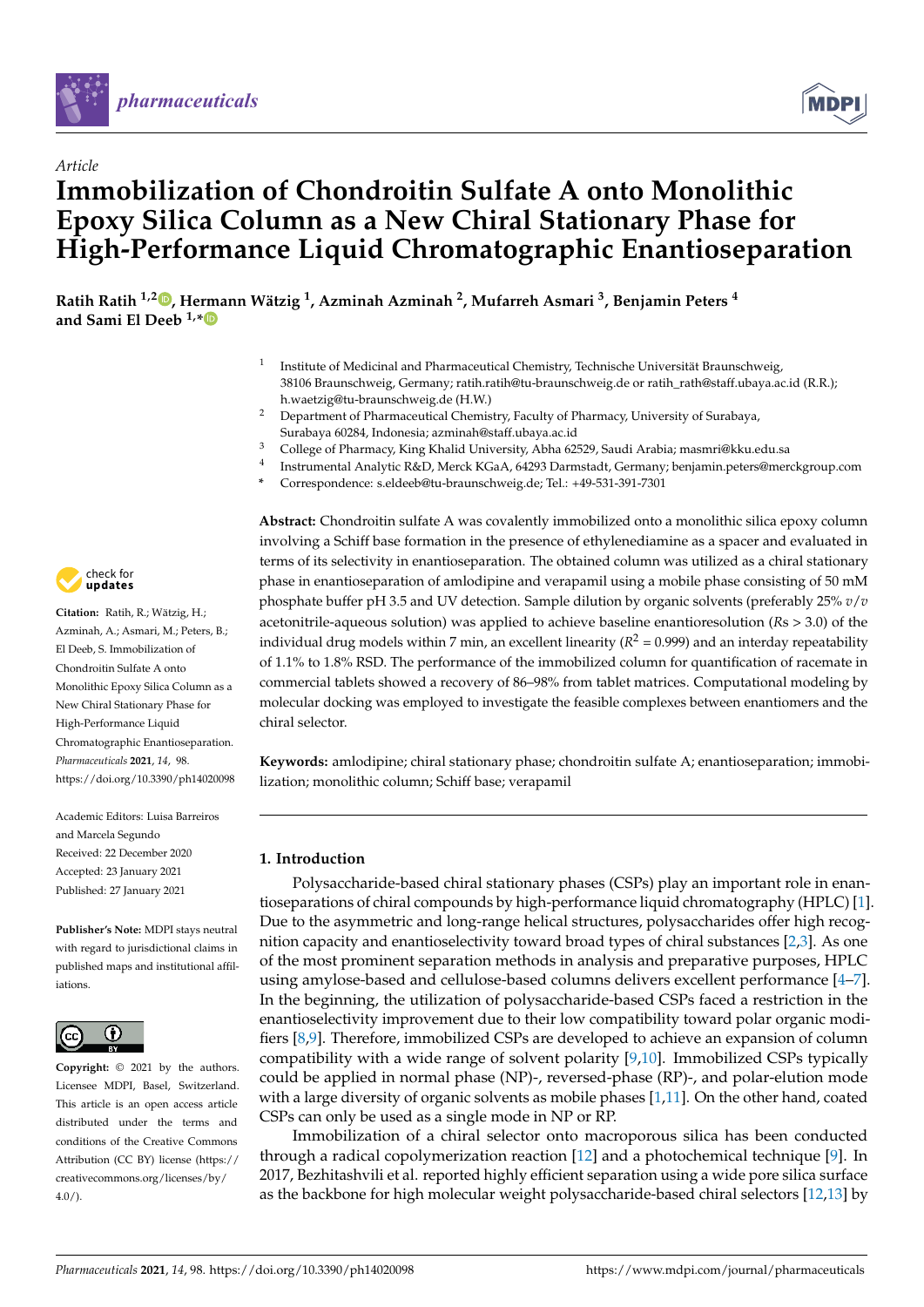*Article*

# Immobilization of Chondroitin Sulfate A onto Monolithic Epoxy Silica Column as a New Chiral Stationary Phase for High-Performance Liquid Chromatographic Enantioseparation

**Ratih Ratih [1,2], Hermann Wätzig [1], Azminah Azminah [2], Mufarreh Asmari [3], Benjamin Peters [4] and Sami El Deeb [1,*]**

1 Institute of Medicinal and Pharmaceutical Chemistry, Technische Universität Braunschweig, 38106 Braunschweig, Germany; ratih.ratih@tu-braunschweig.de or ratih_rath@staff.ubaya.ac.id (R.R.); h.waetzig@tu-braunschweig.de (H.W.)

2 Department of Pharmaceutical Chemistry, Faculty of Pharmacy, University of Surabaya, Surabaya 60284, Indonesia; azminah@staff.ubaya.ac.id

3 College of Pharmacy, King Khalid University, Abha 62529, Saudi Arabia; masmri@kku.edu.sa

4 Instrumental Analytic R&D, Merck KGaA, 64293 Darmstadt, Germany; benjamin.peters@merckgroup.com

* Correspondence: s.eldeeb@tu-braunschweig.de; Tel.: +49-531-391-7301

**Citation:** Ratih, R.; Wätzig, H.; Azminah, A.; Asmari, M.; Peters, B.; El Deeb, S. Immobilization of Chondroitin Sulfate A onto Monolithic Epoxy Silica Column as a New Chiral Stationary Phase for High-Performance Liquid Chromatographic Enantioseparation. *Pharmaceuticals* **2021**, *14*, 98. https://doi.org/10.3390/ph14020098

Academic Editors: Luisa Barreiros and Marcela Segundo

Received: 22 December 2020
Accepted: 23 January 2021
Published: 27 January 2021

**Publisher's Note:** MDPI stays neutral with regard to jurisdictional claims in published maps and institutional affiliations.

**Copyright:** © 2021 by the authors. Licensee MDPI, Basel, Switzerland. This article is an open access article distributed under the terms and conditions of the Creative Commons Attribution (CC BY) license (https://creativecommons.org/licenses/by/4.0/).

**Abstract:** Chondroitin sulfate A was covalently immobilized onto a monolithic silica epoxy column involving a Schiff base formation in the presence of ethylenediamine as a spacer and evaluated in terms of its selectivity in enantioseparation. The obtained column was utilized as a chiral stationary phase in enantioseparation of amlodipine and verapamil using a mobile phase consisting of 50 mM phosphate buffer pH 3.5 and UV detection. Sample dilution by organic solvents (preferably 25% $v/v$ acetonitrile-aqueous solution) was applied to achieve baseline enantioresolution ($Rs$ > 3.0) of the individual drug models within 7 min, an excellent linearity ($R^2$ = 0.999) and an interday repeatability of 1.1% to 1.8% RSD. The performance of the immobilized column for quantification of racemate in commercial tablets showed a recovery of 86–98% from tablet matrices. Computational modeling by molecular docking was employed to investigate the feasible complexes between enantiomers and the chiral selector.

**Keywords:** amlodipine; chiral stationary phase; chondroitin sulfate A; enantioseparation; immobilization; monolithic column; Schiff base; verapamil

## 1. Introduction

Polysaccharide-based chiral stationary phases (CSPs) play an important role in enantioseparations of chiral compounds by high-performance liquid chromatography (HPLC) [1]. Due to the asymmetric and long-range helical structures, polysaccharides offer high recognition capacity and enantioselectivity toward broad types of chiral substances [2,3]. As one of the most prominent separation methods in analysis and preparative purposes, HPLC using amylose-based and cellulose-based columns delivers excellent performance [4–7]. In the beginning, the utilization of polysaccharide-based CSPs faced a restriction in the enantioselectivity improvement due to their low compatibility toward polar organic modifiers [8,9]. Therefore, immobilized CSPs are developed to achieve an expansion of column compatibility with a wide range of solvent polarity [9,10]. Immobilized CSPs typically could be applied in normal phase (NP)-, reversed-phase (RP)-, and polar-elution mode with a large diversity of organic solvents as mobile phases [1,11]. On the other hand, coated CSPs can only be used as a single mode in NP or RP.

Immobilization of a chiral selector onto macroporous silica has been conducted through a radical copolymerization reaction [12] and a photochemical technique [9]. In 2017, Bezhitashvili et al. reported highly efficient separation using a wide pore silica surface as the backbone for high molecular weight polysaccharide-based chiral selectors [12,13] by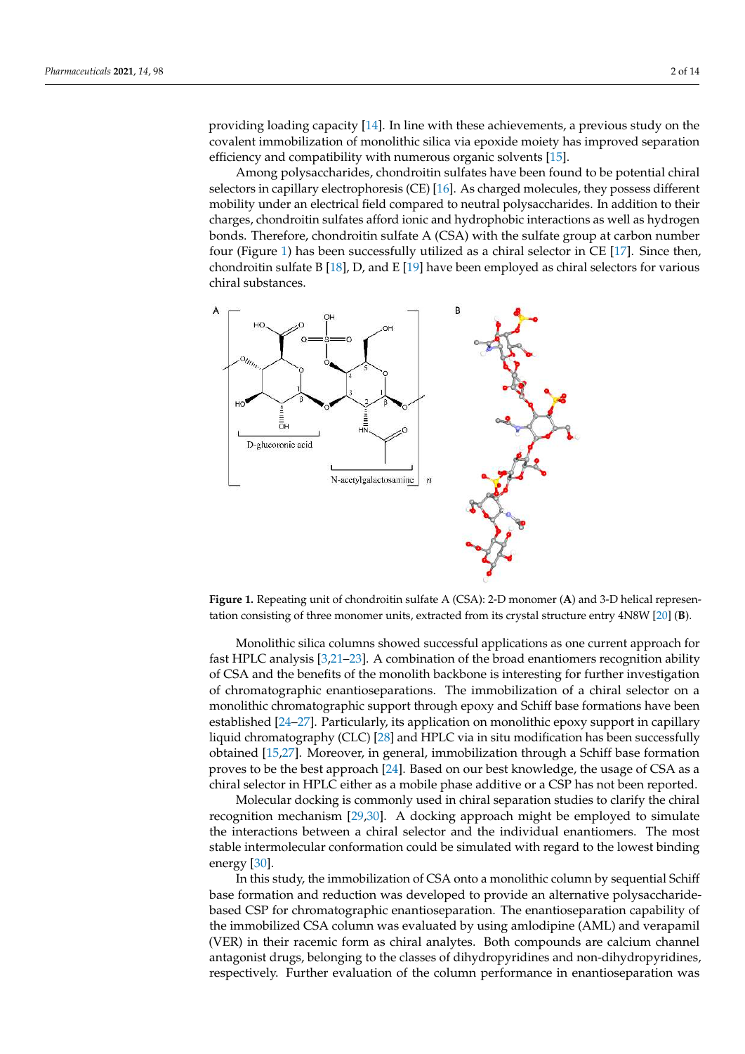providing loading capacity [14]. In line with these achievements, a previous study on the covalent immobilization of monolithic silica via epoxide moiety has improved separation efficiency and compatibility with numerous organic solvents [15].

Among polysaccharides, chondroitin sulfates have been found to be potential chiral selectors in capillary electrophoresis (CE) [16]. As charged molecules, they possess different mobility under an electrical field compared to neutral polysaccharides. In addition to their charges, chondroitin sulfates afford ionic and hydrophobic interactions as well as hydrogen bonds. Therefore, chondroitin sulfate A (CSA) with the sulfate group at carbon number four (Figure 1) has been successfully utilized as a chiral selector in CE [17]. Since then, chondroitin sulfate B [18], D, and E [19] have been employed as chiral selectors for various chiral substances.

**Figure 1.** Repeating unit of chondroitin sulfate A (CSA): 2-D monomer (**A**) and 3-D helical representation consisting of three monomer units, extracted from its crystal structure entry 4N8W [20] (**B**).

Monolithic silica columns showed successful applications as one current approach for fast HPLC analysis [3,21–23]. A combination of the broad enantiomers recognition ability of CSA and the benefits of the monolith backbone is interesting for further investigation of chromatographic enantioseparations. The immobilization of a chiral selector on a monolithic chromatographic support through epoxy and Schiff base formations have been established [24–27]. Particularly, its application on monolithic epoxy support in capillary liquid chromatography (CLC) [28] and HPLC via in situ modification has been successfully obtained [15,27]. Moreover, in general, immobilization through a Schiff base formation proves to be the best approach [24]. Based on our best knowledge, the usage of CSA as a chiral selector in HPLC either as a mobile phase additive or a CSP has not been reported.

Molecular docking is commonly used in chiral separation studies to clarify the chiral recognition mechanism [29,30]. A docking approach might be employed to simulate the interactions between a chiral selector and the individual enantiomers. The most stable intermolecular conformation could be simulated with regard to the lowest binding energy [30].

In this study, the immobilization of CSA onto a monolithic column by sequential Schiff base formation and reduction was developed to provide an alternative polysaccharide-based CSP for chromatographic enantioseparation. The enantioseparation capability of the immobilized CSA column was evaluated by using amlodipine (AML) and verapamil (VER) in their racemic form as chiral analytes. Both compounds are calcium channel antagonist drugs, belonging to the classes of dihydropyridines and non-dihydropyridines, respectively. Further evaluation of the column performance in enantioseparation was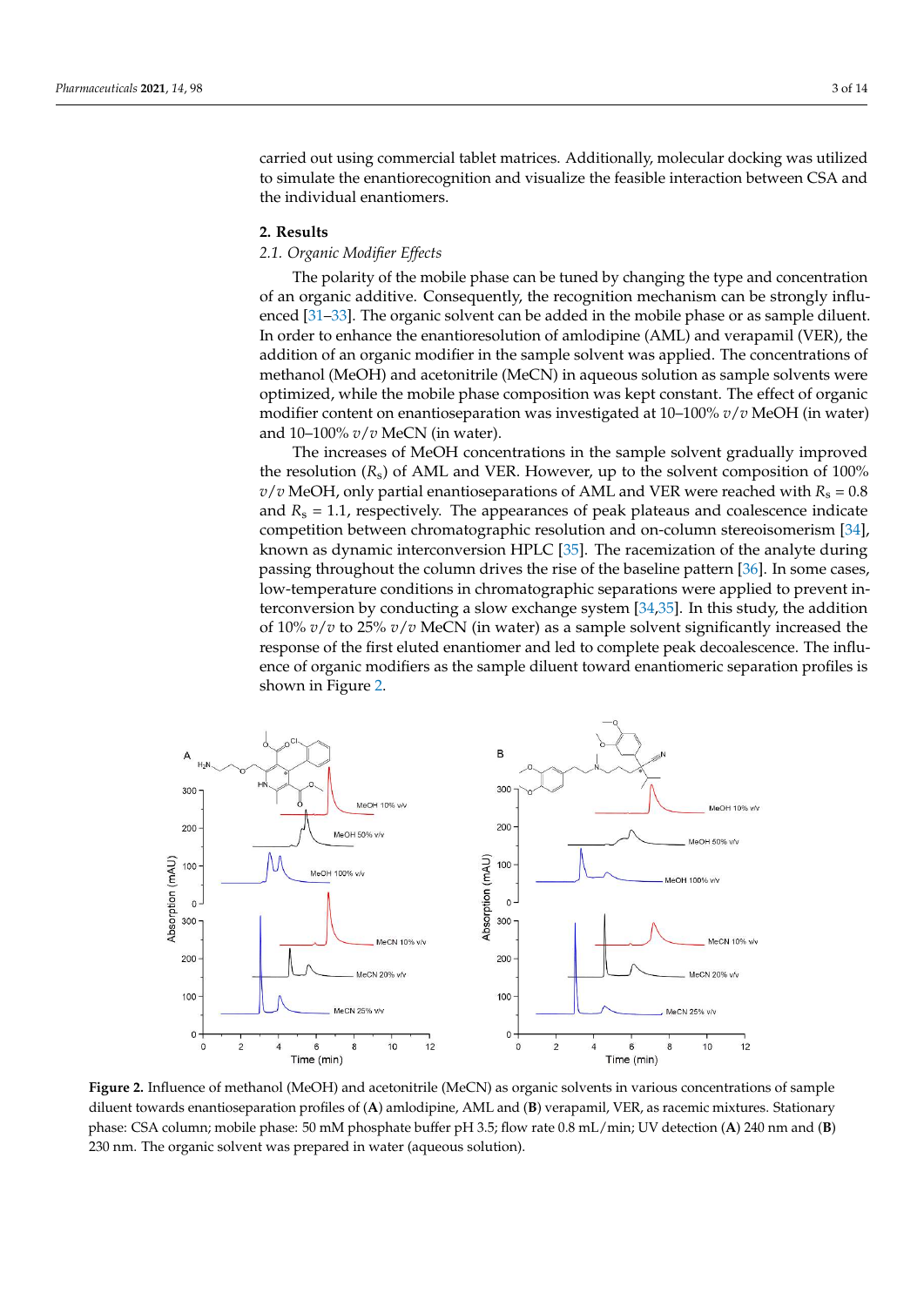carried out using commercial tablet matrices. Additionally, molecular docking was utilized to simulate the enantiorecognition and visualize the feasible interaction between CSA and the individual enantiomers.

## 2. Results

### 2.1. Organic Modifier Effects

The polarity of the mobile phase can be tuned by changing the type and concentration of an organic additive. Consequently, the recognition mechanism can be strongly influenced [31–33]. The organic solvent can be added in the mobile phase or as sample diluent. In order to enhance the enantioresolution of amlodipine (AML) and verapamil (VER), the addition of an organic modifier in the sample solvent was applied. The concentrations of methanol (MeOH) and acetonitrile (MeCN) in aqueous solution as sample solvents were optimized, while the mobile phase composition was kept constant. The effect of organic modifier content on enantioseparation was investigated at 10–100% $v/v$ MeOH (in water) and 10–100% $v/v$ MeCN (in water).

The increases of MeOH concentrations in the sample solvent gradually improved the resolution ($R_s$) of AML and VER. However, up to the solvent composition of 100% $v/v$ MeOH, only partial enantioseparations of AML and VER were reached with $R_s$ = 0.8 and $R_s$ = 1.1, respectively. The appearances of peak plateaus and coalescence indicate competition between chromatographic resolution and on-column stereoisomerism [34], known as dynamic interconversion HPLC [35]. The racemization of the analyte during passing throughout the column drives the rise of the baseline pattern [36]. In some cases, low-temperature conditions in chromatographic separations were applied to prevent interconversion by conducting a slow exchange system [34,35]. In this study, the addition of 10% $v/v$ to 25% $v/v$ MeCN (in water) as a sample solvent significantly increased the response of the first eluted enantiomer and led to complete peak decoalescence. The influence of organic modifiers as the sample diluent toward enantiomeric separation profiles is shown in Figure 2.

**Figure 2.** Influence of methanol (MeOH) and acetonitrile (MeCN) as organic solvents in various concentrations of sample diluent towards enantioseparation profiles of (**A**) amlodipine, AML and (**B**) verapamil, VER, as racemic mixtures. Stationary phase: CSA column; mobile phase: 50 mM phosphate buffer pH 3.5; flow rate 0.8 mL/min; UV detection (**A**) 240 nm and (**B**) 230 nm. The organic solvent was prepared in water (aqueous solution).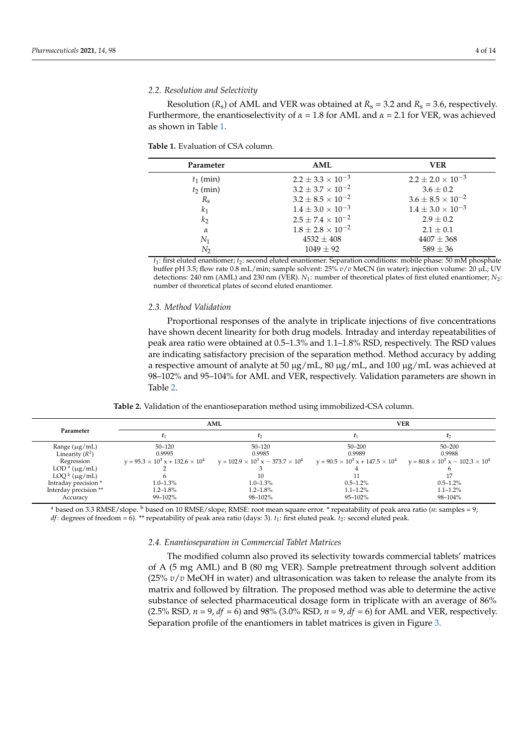### 2.2. Resolution and Selectivity

Resolution ($R_s$) of AML and VER was obtained at $R_s$ = 3.2 and $R_s$ = 3.6, respectively. Furthermore, the enantioselectivity of $\alpha$ = 1.8 for AML and $\alpha$ = 2.1 for VER, was achieved as shown in Table 1.

**Table 1.** Evaluation of CSA column.

| Parameter | AML | VER |
|---|---|---|
| $t_1$ (min) | $2.2 \pm 3.3 \times 10^{-3}$ | $2.2 \pm 2.0 \times 10^{-3}$ |
| $t_2$ (min) | $3.2 \pm 3.7 \times 10^{-2}$ | $3.6 \pm 0.2$ |
| $R_s$ | $3.2 \pm 8.5 \times 10^{-2}$ | $3.6 \pm 8.5 \times 10^{-2}$ |
| $k_1$ | $1.4 \pm 3.0 \times 10^{-3}$ | $1.4 \pm 3.0 \times 10^{-3}$ |
| $k_2$ | $2.5 \pm 7.4 \times 10^{-2}$ | $2.9 \pm 0.2$ |
| $\alpha$ | $1.8 \pm 2.8 \times 10^{-2}$ | $2.1 \pm 0.1$ |
| $N_1$ | 4532 ± 408 | 4407 ± 368 |
| $N_2$ | 1049 ± 92 | 589 ± 36 |

$t_1$: first eluted enantiomer; $t_2$: second eluted enantiomer. Separation conditions: mobile phase: 50 mM phosphate buffer pH 3.5; flow rate 0.8 mL/min; sample solvent: 25% *v*/*v* MeCN (in water); injection volume: 20 µL; UV detections: 240 nm (AML) and 230 nm (VER). $N_1$: number of theoretical plates of first eluted enantiomer; $N_2$: number of theoretical plates of second eluted enantiomer.

### 2.3. Method Validation

Proportional responses of the analyte in triplicate injections of five concentrations have shown decent linearity for both drug models. Intraday and interday repeatabilities of peak area ratio were obtained at 0.5–1.3% and 1.1–1.8% RSD, respectively. The RSD values are indicating satisfactory precision of the separation method. Method accuracy by adding a respective amount of analyte at 50 µg/mL, 80 µg/mL, and 100 µg/mL was achieved at 98–102% and 95–104% for AML and VER, respectively. Validation parameters are shown in Table 2.

**Table 2.** Validation of the enantioseparation method using immobilized-CSA column.

| Parameter | AML | | VER | |
|---|---|---|---|---|
| | $t_1$ | $t_2$ | $t_1$ | $t_2$ |
| Range (µg/mL) | 50–120 | 50–120 | 50–200 | 50–200 |
| Linearity ($R^2$) | 0.9995 | 0.9985 | 0.9989 | 0.9988 |
| Regression | $y = 95.3 \times 10^3 x + 132.6 \times 10^4$ | $y = 102.9 \times 10^3 x - 373.7 \times 10^4$ | $y = 90.5 \times 10^3 x + 147.5 \times 10^4$ | $y = 80.8 \times 10^3 x - 102.3 \times 10^4$ |
| LOD [a] (µg/mL) | 2 | 3 | 4 | 6 |
| LOQ [b] (µg/mL) | 6 | 10 | 11 | 17 |
| Intraday precision * | 1.0–1.3% | 1.0–1.3% | 0.5–1.2% | 0.5–1.2% |
| Interday precision ** | 1.2–1.8% | 1.2–1.8% | 1.1–1.2% | 1.1–1.2% |
| Accuracy | 99–102% | 98–102% | 95–102% | 98–104% |

[a] based on 3.3 RMSE/slope. [b] based on 10 RMSE/slope; RMSE: root mean square error. * repeatability of peak area ratio (*n*: samples = 9; *df*: degrees of freedom = 6). ** repeatability of peak area ratio (days: 3). $t_1$: first eluted peak. $t_2$: second eluted peak.

### 2.4. Enantioseparation in Commercial Tablet Matrices

The modified column also proved its selectivity towards commercial tablets' matrices of A (5 mg AML) and B (80 mg VER). Sample pretreatment through solvent addition (25% *v*/*v* MeOH in water) and ultrasonication was taken to release the analyte from its matrix and followed by filtration. The proposed method was able to determine the active substance of selected pharmaceutical dosage form in triplicate with an average of 86% (2.5% RSD, *n* = 9, *df* = 6) and 98% (3.0% RSD, *n* = 9, *df* = 6) for AML and VER, respectively. Separation profile of the enantiomers in tablet matrices is given in Figure 3.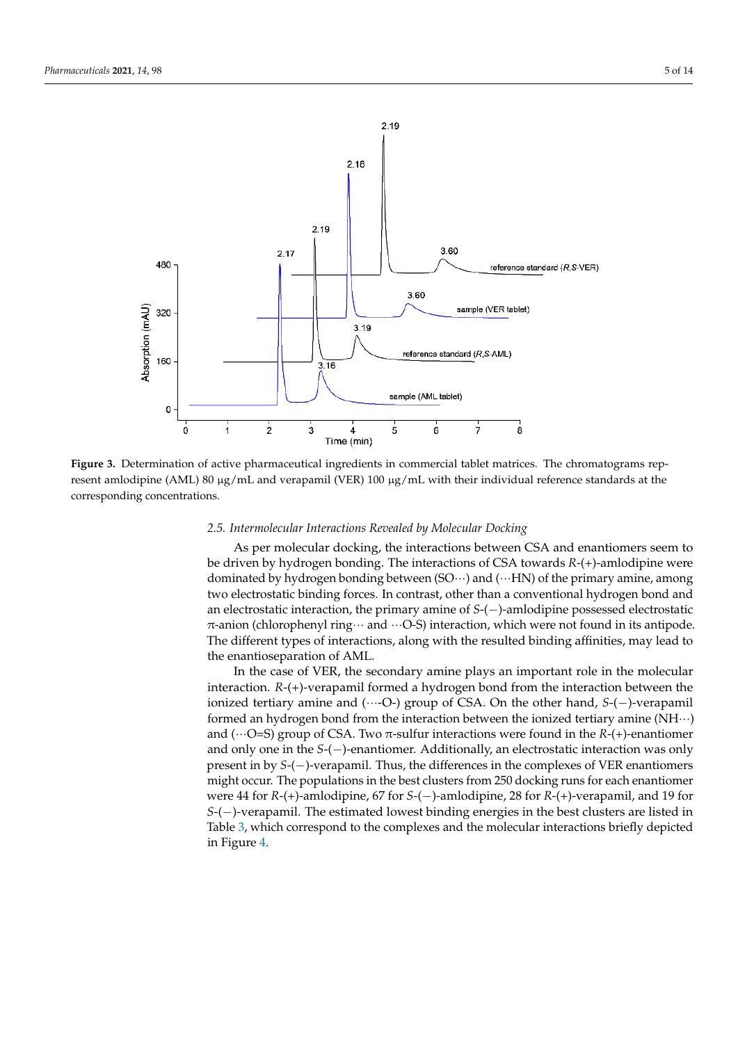**Figure 3.** Determination of active pharmaceutical ingredients in commercial tablet matrices. The chromatograms represent amlodipine (AML) 80 µg/mL and verapamil (VER) 100 µg/mL with their individual reference standards at the corresponding concentrations.

### 2.5. Intermolecular Interactions Revealed by Molecular Docking

As per molecular docking, the interactions between CSA and enantiomers seem to be driven by hydrogen bonding. The interactions of CSA towards *R*-(+)-amlodipine were dominated by hydrogen bonding between (SO···) and (···HN) of the primary amine, among two electrostatic binding forces. In contrast, other than a conventional hydrogen bond and an electrostatic interaction, the primary amine of *S*-(−)-amlodipine possessed electrostatic π-anion (chlorophenyl ring··· and ···O-S) interaction, which were not found in its antipode. The different types of interactions, along with the resulted binding affinities, may lead to the enantioseparation of AML.

In the case of VER, the secondary amine plays an important role in the molecular interaction. *R*-(+)-verapamil formed a hydrogen bond from the interaction between the ionized tertiary amine and (···-O-) group of CSA. On the other hand, *S*-(−)-verapamil formed an hydrogen bond from the interaction between the ionized tertiary amine (NH···) and (···O=S) group of CSA. Two π-sulfur interactions were found in the *R*-(+)-enantiomer and only one in the *S*-(−)-enantiomer. Additionally, an electrostatic interaction was only present in by *S*-(−)-verapamil. Thus, the differences in the complexes of VER enantiomers might occur. The populations in the best clusters from 250 docking runs for each enantiomer were 44 for *R*-(+)-amlodipine, 67 for *S*-(−)-amlodipine, 28 for *R*-(+)-verapamil, and 19 for *S*-(−)-verapamil. The estimated lowest binding energies in the best clusters are listed in Table 3, which correspond to the complexes and the molecular interactions briefly depicted in Figure 4.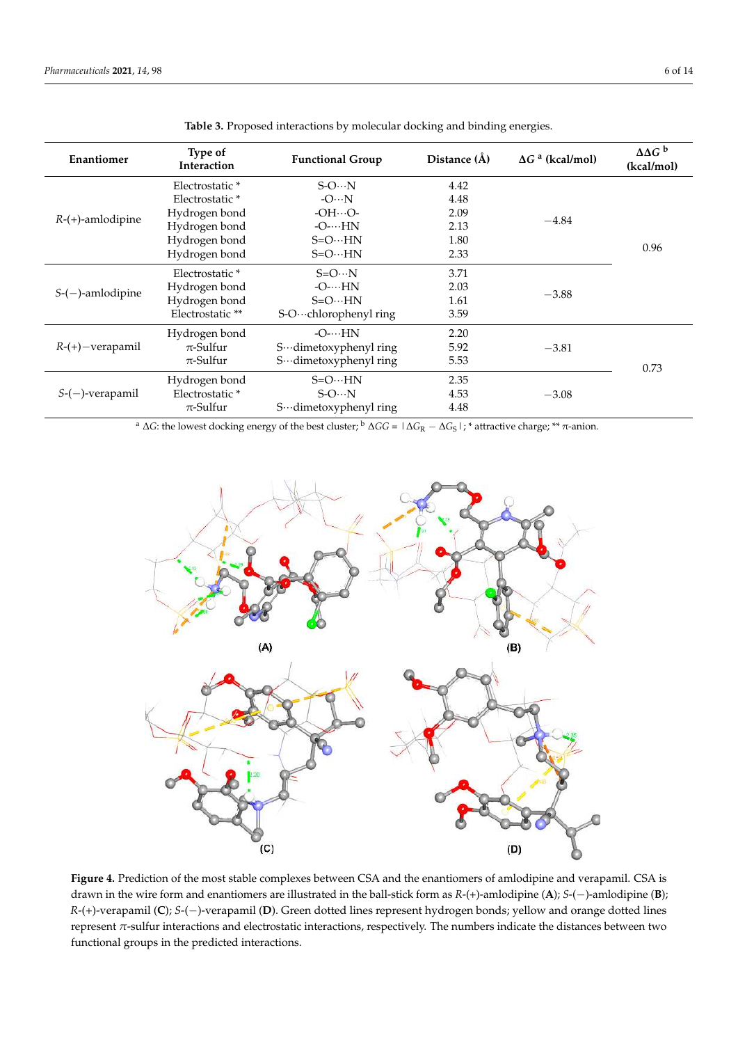**Table 3.** Proposed interactions by molecular docking and binding energies.

| Enantiomer | Type of Interaction | Functional Group | Distance (Å) | $\Delta G$ [a] (kcal/mol) | $\Delta\Delta G$ [b] (kcal/mol) |
|---|---|---|---|---|---|
| *R*-(+)-amlodipine | Electrostatic * | S-O···N | 4.42 | −4.84 | 0.96 |
| | Electrostatic * | -O···N | 4.48 | | |
| | Hydrogen bond | -OH···O- | 2.09 | | |
| | Hydrogen bond | -O-···HN | 2.13 | | |
| | Hydrogen bond | S=O···HN | 1.80 | | |
| | Hydrogen bond | S=O···HN | 2.33 | | |
| *S*-(−)-amlodipine | Electrostatic * | S=O···N | 3.71 | −3.88 | |
| | Hydrogen bond | -O-···HN | 2.03 | | |
| | Hydrogen bond | S=O···HN | 1.61 | | |
| | Electrostatic ** | S-O···chlorophenyl ring | 3.59 | | |
| *R*-(+)−verapamil | Hydrogen bond | -O-···HN | 2.20 | −3.81 | 0.73 |
| | π-Sulfur | S···dimetoxyphenyl ring | 5.92 | | |
| | π-Sulfur | S···dimetoxyphenyl ring | 5.53 | | |
| *S*-(−)-verapamil | Hydrogen bond | S=O···HN | 2.35 | −3.08 | |
| | Electrostatic * | S-O···N | 4.53 | | |
| | π-Sulfur | S···dimetoxyphenyl ring | 4.48 | | |

[a] $\Delta G$: the lowest docking energy of the best cluster; [b] $\Delta GG = |\Delta G_R - \Delta G_S|$; * attractive charge; ** π-anion.

**Figure 4.** Prediction of the most stable complexes between CSA and the enantiomers of amlodipine and verapamil. CSA is drawn in the wire form and enantiomers are illustrated in the ball-stick form as *R*-(+)-amlodipine (**A**); *S*-(−)-amlodipine (**B**); *R*-(+)-verapamil (**C**); *S*-(−)-verapamil (**D**). Green dotted lines represent hydrogen bonds; yellow and orange dotted lines represent π-sulfur interactions and electrostatic interactions, respectively. The numbers indicate the distances between two functional groups in the predicted interactions.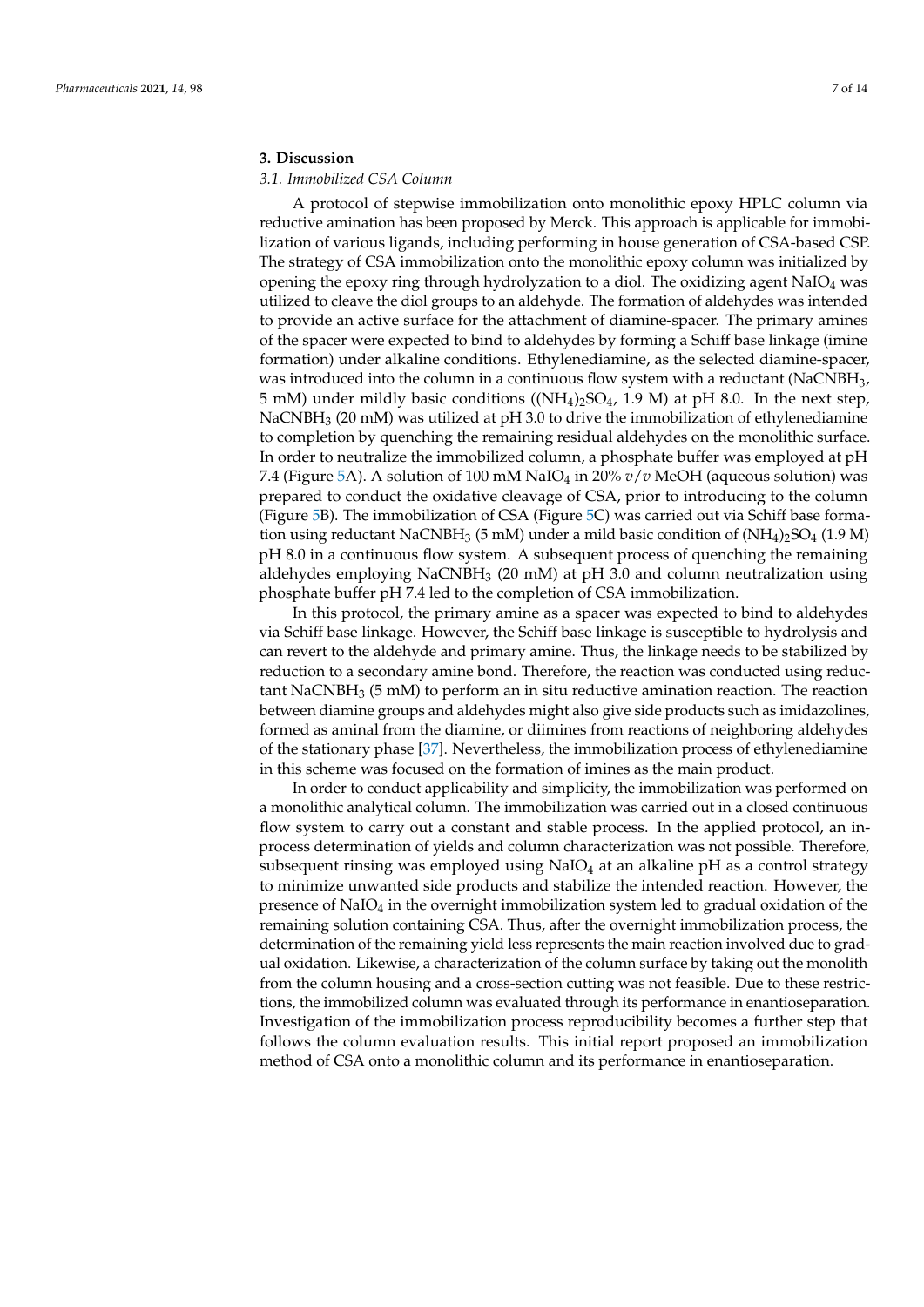## 3. Discussion

### 3.1. Immobilized CSA Column

A protocol of stepwise immobilization onto monolithic epoxy HPLC column via reductive amination has been proposed by Merck. This approach is applicable for immobilization of various ligands, including performing in house generation of CSA-based CSP. The strategy of CSA immobilization onto the monolithic epoxy column was initialized by opening the epoxy ring through hydrolyzation to a diol. The oxidizing agent $NaIO_4$ was utilized to cleave the diol groups to an aldehyde. The formation of aldehydes was intended to provide an active surface for the attachment of diamine-spacer. The primary amines of the spacer were expected to bind to aldehydes by forming a Schiff base linkage (imine formation) under alkaline conditions. Ethylenediamine, as the selected diamine-spacer, was introduced into the column in a continuous flow system with a reductant ($NaCNBH_3$, 5 mM) under mildly basic conditions ($(NH_4)_2SO_4$, 1.9 M) at pH 8.0. In the next step, $NaCNBH_3$ (20 mM) was utilized at pH 3.0 to drive the immobilization of ethylenediamine to completion by quenching the remaining residual aldehydes on the monolithic surface. In order to neutralize the immobilized column, a phosphate buffer was employed at pH 7.4 (Figure 5A). A solution of 100 mM $NaIO_4$ in 20% $v/v$ MeOH (aqueous solution) was prepared to conduct the oxidative cleavage of CSA, prior to introducing to the column (Figure 5B). The immobilization of CSA (Figure 5C) was carried out via Schiff base formation using reductant $NaCNBH_3$ (5 mM) under a mild basic condition of $(NH_4)_2SO_4$ (1.9 M) pH 8.0 in a continuous flow system. A subsequent process of quenching the remaining aldehydes employing $NaCNBH_3$ (20 mM) at pH 3.0 and column neutralization using phosphate buffer pH 7.4 led to the completion of CSA immobilization.

In this protocol, the primary amine as a spacer was expected to bind to aldehydes via Schiff base linkage. However, the Schiff base linkage is susceptible to hydrolysis and can revert to the aldehyde and primary amine. Thus, the linkage needs to be stabilized by reduction to a secondary amine bond. Therefore, the reaction was conducted using reductant $NaCNBH_3$ (5 mM) to perform an in situ reductive amination reaction. The reaction between diamine groups and aldehydes might also give side products such as imidazolines, formed as aminal from the diamine, or diimines from reactions of neighboring aldehydes of the stationary phase [37]. Nevertheless, the immobilization process of ethylenediamine in this scheme was focused on the formation of imines as the main product.

In order to conduct applicability and simplicity, the immobilization was performed on a monolithic analytical column. The immobilization was carried out in a closed continuous flow system to carry out a constant and stable process. In the applied protocol, an in-process determination of yields and column characterization was not possible. Therefore, subsequent rinsing was employed using $NaIO_4$ at an alkaline pH as a control strategy to minimize unwanted side products and stabilize the intended reaction. However, the presence of $NaIO_4$ in the overnight immobilization system led to gradual oxidation of the remaining solution containing CSA. Thus, after the overnight immobilization process, the determination of the remaining yield less represents the main reaction involved due to gradual oxidation. Likewise, a characterization of the column surface by taking out the monolith from the column housing and a cross-section cutting was not feasible. Due to these restrictions, the immobilized column was evaluated through its performance in enantioseparation. Investigation of the immobilization process reproducibility becomes a further step that follows the column evaluation results. This initial report proposed an immobilization method of CSA onto a monolithic column and its performance in enantioseparation.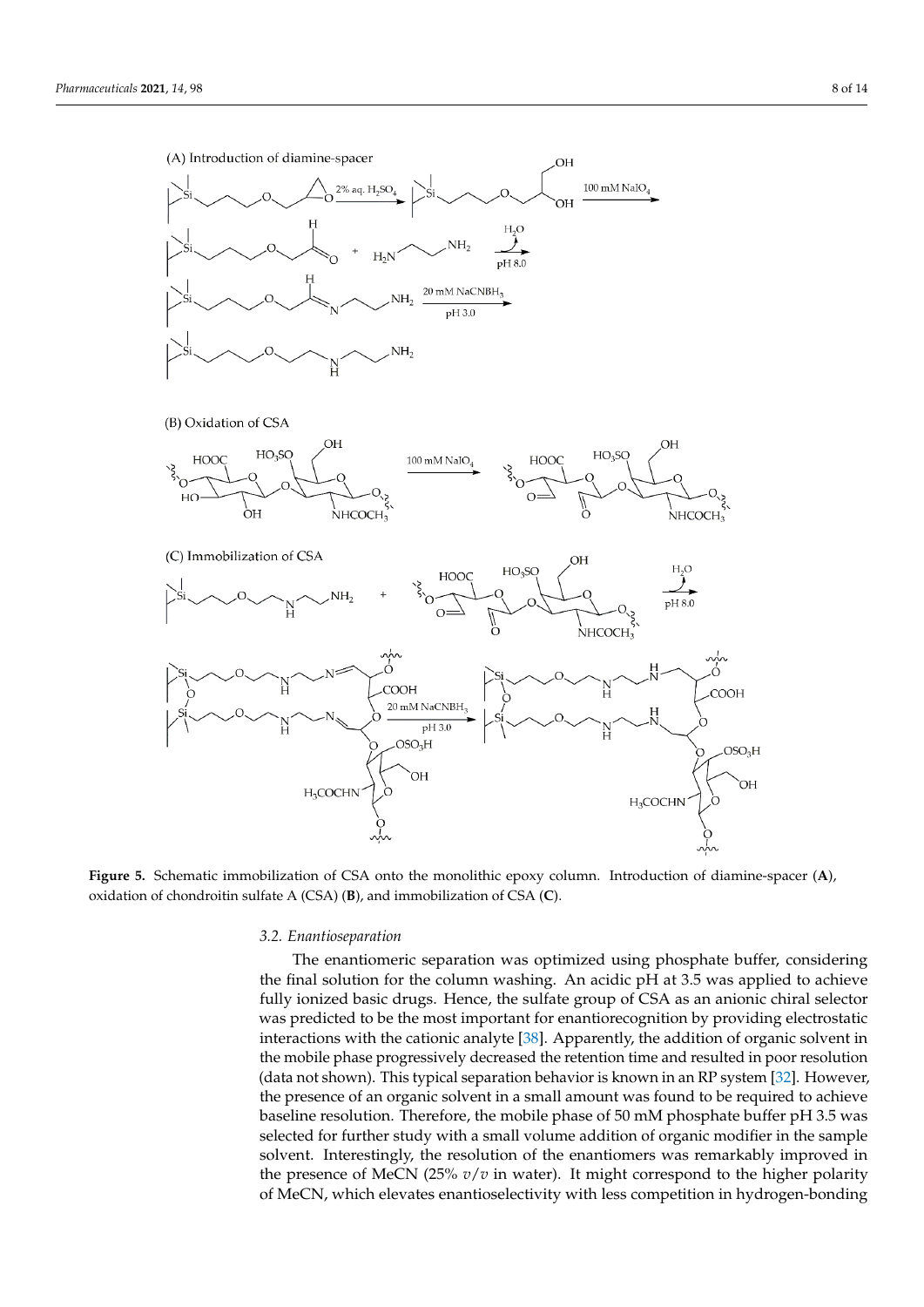**Figure 5.** Schematic immobilization of CSA onto the monolithic epoxy column. Introduction of diamine-spacer (**A**), oxidation of chondroitin sulfate A (CSA) (**B**), and immobilization of CSA (**C**).

### 3.2. Enantioseparation

The enantiomeric separation was optimized using phosphate buffer, considering the final solution for the column washing. An acidic pH at 3.5 was applied to achieve fully ionized basic drugs. Hence, the sulfate group of CSA as an anionic chiral selector was predicted to be the most important for enantiorecognition by providing electrostatic interactions with the cationic analyte [38]. Apparently, the addition of organic solvent in the mobile phase progressively decreased the retention time and resulted in poor resolution (data not shown). This typical separation behavior is known in an RP system [32]. However, the presence of an organic solvent in a small amount was found to be required to achieve baseline resolution. Therefore, the mobile phase of 50 mM phosphate buffer pH 3.5 was selected for further study with a small volume addition of organic modifier in the sample solvent. Interestingly, the resolution of the enantiomers was remarkably improved in the presence of MeCN (25% *v*/*v* in water). It might correspond to the higher polarity of MeCN, which elevates enantioselectivity with less competition in hydrogen-bonding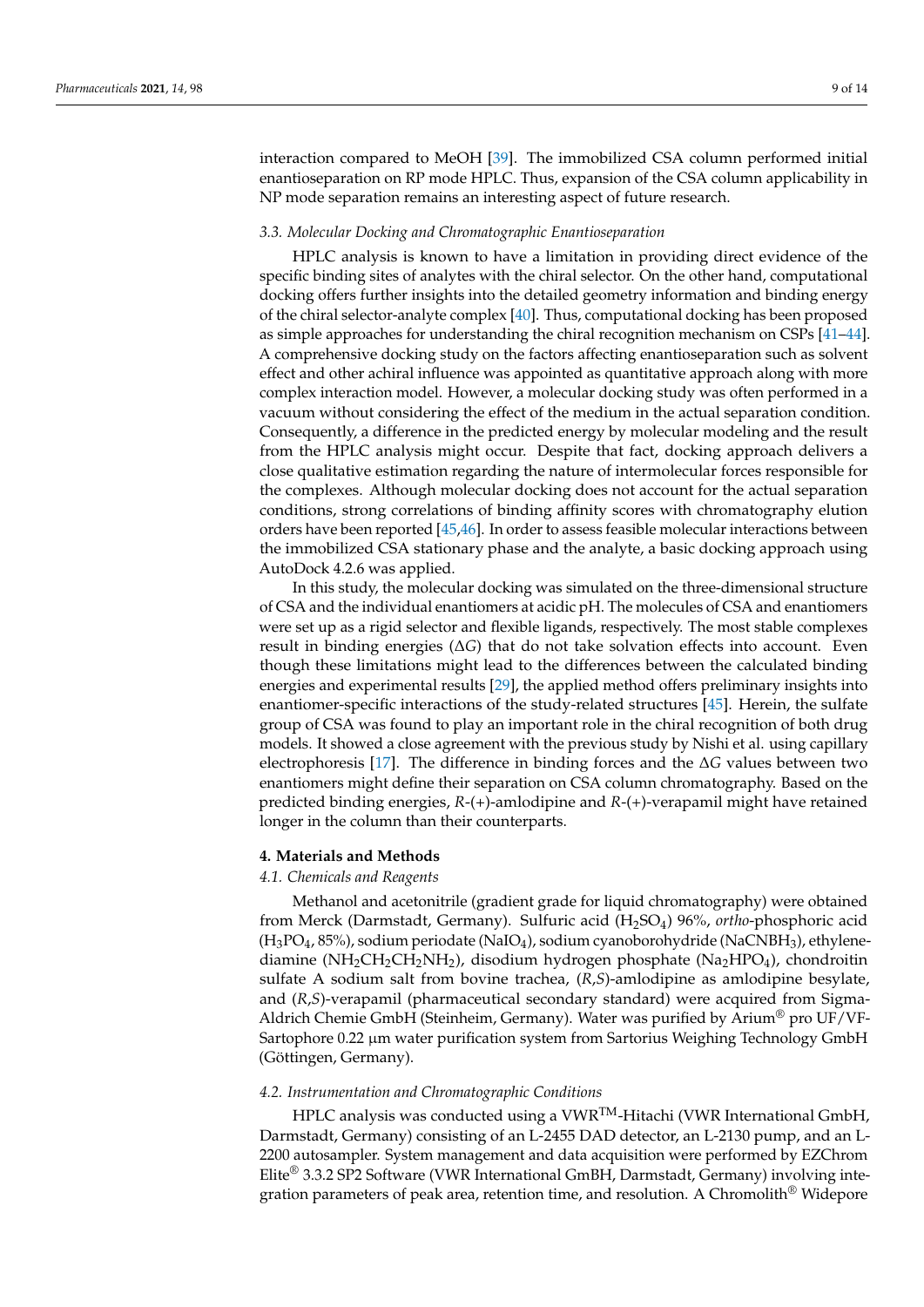interaction compared to MeOH [39]. The immobilized CSA column performed initial enantioseparation on RP mode HPLC. Thus, expansion of the CSA column applicability in NP mode separation remains an interesting aspect of future research.

### 3.3. Molecular Docking and Chromatographic Enantioseparation

HPLC analysis is known to have a limitation in providing direct evidence of the specific binding sites of analytes with the chiral selector. On the other hand, computational docking offers further insights into the detailed geometry information and binding energy of the chiral selector-analyte complex [40]. Thus, computational docking has been proposed as simple approaches for understanding the chiral recognition mechanism on CSPs [41–44]. A comprehensive docking study on the factors affecting enantioseparation such as solvent effect and other achiral influence was appointed as quantitative approach along with more complex interaction model. However, a molecular docking study was often performed in a vacuum without considering the effect of the medium in the actual separation condition. Consequently, a difference in the predicted energy by molecular modeling and the result from the HPLC analysis might occur. Despite that fact, docking approach delivers a close qualitative estimation regarding the nature of intermolecular forces responsible for the complexes. Although molecular docking does not account for the actual separation conditions, strong correlations of binding affinity scores with chromatography elution orders have been reported [45,46]. In order to assess feasible molecular interactions between the immobilized CSA stationary phase and the analyte, a basic docking approach using AutoDock 4.2.6 was applied.

In this study, the molecular docking was simulated on the three-dimensional structure of CSA and the individual enantiomers at acidic pH. The molecules of CSA and enantiomers were set up as a rigid selector and flexible ligands, respectively. The most stable complexes result in binding energies ($\Delta G$) that do not take solvation effects into account. Even though these limitations might lead to the differences between the calculated binding energies and experimental results [29], the applied method offers preliminary insights into enantiomer-specific interactions of the study-related structures [45]. Herein, the sulfate group of CSA was found to play an important role in the chiral recognition of both drug models. It showed a close agreement with the previous study by Nishi et al. using capillary electrophoresis [17]. The difference in binding forces and the $\Delta G$ values between two enantiomers might define their separation on CSA column chromatography. Based on the predicted binding energies, *R*-(+)-amlodipine and *R*-(+)-verapamil might have retained longer in the column than their counterparts.

## 4. Materials and Methods

### 4.1. Chemicals and Reagents

Methanol and acetonitrile (gradient grade for liquid chromatography) were obtained from Merck (Darmstadt, Germany). Sulfuric acid ($H_2SO_4$) 96%, *ortho*-phosphoric acid ($H_3PO_4$, 85%), sodium periodate ($NaIO_4$), sodium cyanoborohydride ($NaCNBH_3$), ethylenediamine ($NH_2CH_2CH_2NH_2$), disodium hydrogen phosphate ($Na_2HPO_4$), chondroitin sulfate A sodium salt from bovine trachea, (*R*,*S*)-amlodipine as amlodipine besylate, and (*R*,*S*)-verapamil (pharmaceutical secondary standard) were acquired from Sigma-Aldrich Chemie GmbH (Steinheim, Germany). Water was purified by Arium® pro UF/VF-Sartophore 0.22 µm water purification system from Sartorius Weighing Technology GmbH (Göttingen, Germany).

### 4.2. Instrumentation and Chromatographic Conditions

HPLC analysis was conducted using a VWR™-Hitachi (VWR International GmbH, Darmstadt, Germany) consisting of an L-2455 DAD detector, an L-2130 pump, and an L-2200 autosampler. System management and data acquisition were performed by EZChrom Elite® 3.3.2 SP2 Software (VWR International GmBH, Darmstadt, Germany) involving integration parameters of peak area, retention time, and resolution. A Chromolith® Widepore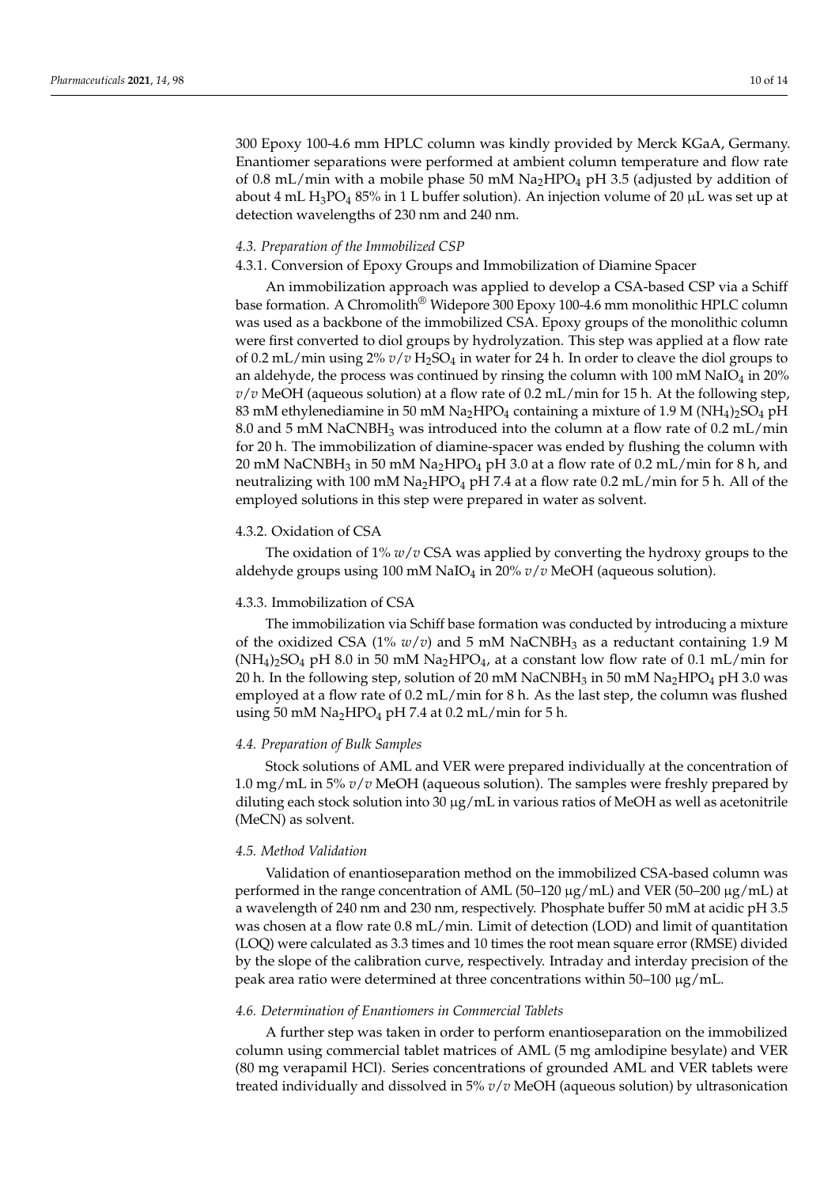300 Epoxy 100-4.6 mm HPLC column was kindly provided by Merck KGaA, Germany. Enantiomer separations were performed at ambient column temperature and flow rate of 0.8 mL/min with a mobile phase 50 mM $Na_2HPO_4$ pH 3.5 (adjusted by addition of about 4 mL $H_3PO_4$ 85% in 1 L buffer solution). An injection volume of 20 µL was set up at detection wavelengths of 230 nm and 240 nm.

### *4.3. Preparation of the Immobilized CSP*

#### 4.3.1. Conversion of Epoxy Groups and Immobilization of Diamine Spacer

An immobilization approach was applied to develop a CSA-based CSP via a Schiff base formation. A Chromolith® Widepore 300 Epoxy 100-4.6 mm monolithic HPLC column was used as a backbone of the immobilized CSA. Epoxy groups of the monolithic column were first converted to diol groups by hydrolyzation. This step was applied at a flow rate of 0.2 mL/min using 2% *v*/*v* $H_2SO_4$ in water for 24 h. In order to cleave the diol groups to an aldehyde, the process was continued by rinsing the column with 100 mM $NaIO_4$ in 20% *v*/*v* MeOH (aqueous solution) at a flow rate of 0.2 mL/min for 15 h. At the following step, 83 mM ethylenediamine in 50 mM $Na_2HPO_4$ containing a mixture of 1.9 M $(NH_4)_2SO_4$ pH 8.0 and 5 mM $NaCNBH_3$ was introduced into the column at a flow rate of 0.2 mL/min for 20 h. The immobilization of diamine-spacer was ended by flushing the column with 20 mM $NaCNBH_3$ in 50 mM $Na_2HPO_4$ pH 3.0 at a flow rate of 0.2 mL/min for 8 h, and neutralizing with 100 mM $Na_2HPO_4$ pH 7.4 at a flow rate 0.2 mL/min for 5 h. All of the employed solutions in this step were prepared in water as solvent.

#### 4.3.2. Oxidation of CSA

The oxidation of 1% *w*/*v* CSA was applied by converting the hydroxy groups to the aldehyde groups using 100 mM $NaIO_4$ in 20% *v*/*v* MeOH (aqueous solution).

#### 4.3.3. Immobilization of CSA

The immobilization via Schiff base formation was conducted by introducing a mixture of the oxidized CSA (1% *w*/*v*) and 5 mM $NaCNBH_3$ as a reductant containing 1.9 M $(NH_4)_2SO_4$ pH 8.0 in 50 mM $Na_2HPO_4$, at a constant low flow rate of 0.1 mL/min for 20 h. In the following step, solution of 20 mM $NaCNBH_3$ in 50 mM $Na_2HPO_4$ pH 3.0 was employed at a flow rate of 0.2 mL/min for 8 h. As the last step, the column was flushed using 50 mM $Na_2HPO_4$ pH 7.4 at 0.2 mL/min for 5 h.

### *4.4. Preparation of Bulk Samples*

Stock solutions of AML and VER were prepared individually at the concentration of 1.0 mg/mL in 5% *v*/*v* MeOH (aqueous solution). The samples were freshly prepared by diluting each stock solution into 30 µg/mL in various ratios of MeOH as well as acetonitrile (MeCN) as solvent.

### *4.5. Method Validation*

Validation of enantioseparation method on the immobilized CSA-based column was performed in the range concentration of AML (50–120 µg/mL) and VER (50–200 µg/mL) at a wavelength of 240 nm and 230 nm, respectively. Phosphate buffer 50 mM at acidic pH 3.5 was chosen at a flow rate 0.8 mL/min. Limit of detection (LOD) and limit of quantitation (LOQ) were calculated as 3.3 times and 10 times the root mean square error (RMSE) divided by the slope of the calibration curve, respectively. Intraday and interday precision of the peak area ratio were determined at three concentrations within 50–100 µg/mL.

### *4.6. Determination of Enantiomers in Commercial Tablets*

A further step was taken in order to perform enantioseparation on the immobilized column using commercial tablet matrices of AML (5 mg amlodipine besylate) and VER (80 mg verapamil HCl). Series concentrations of grounded AML and VER tablets were treated individually and dissolved in 5% *v*/*v* MeOH (aqueous solution) by ultrasonication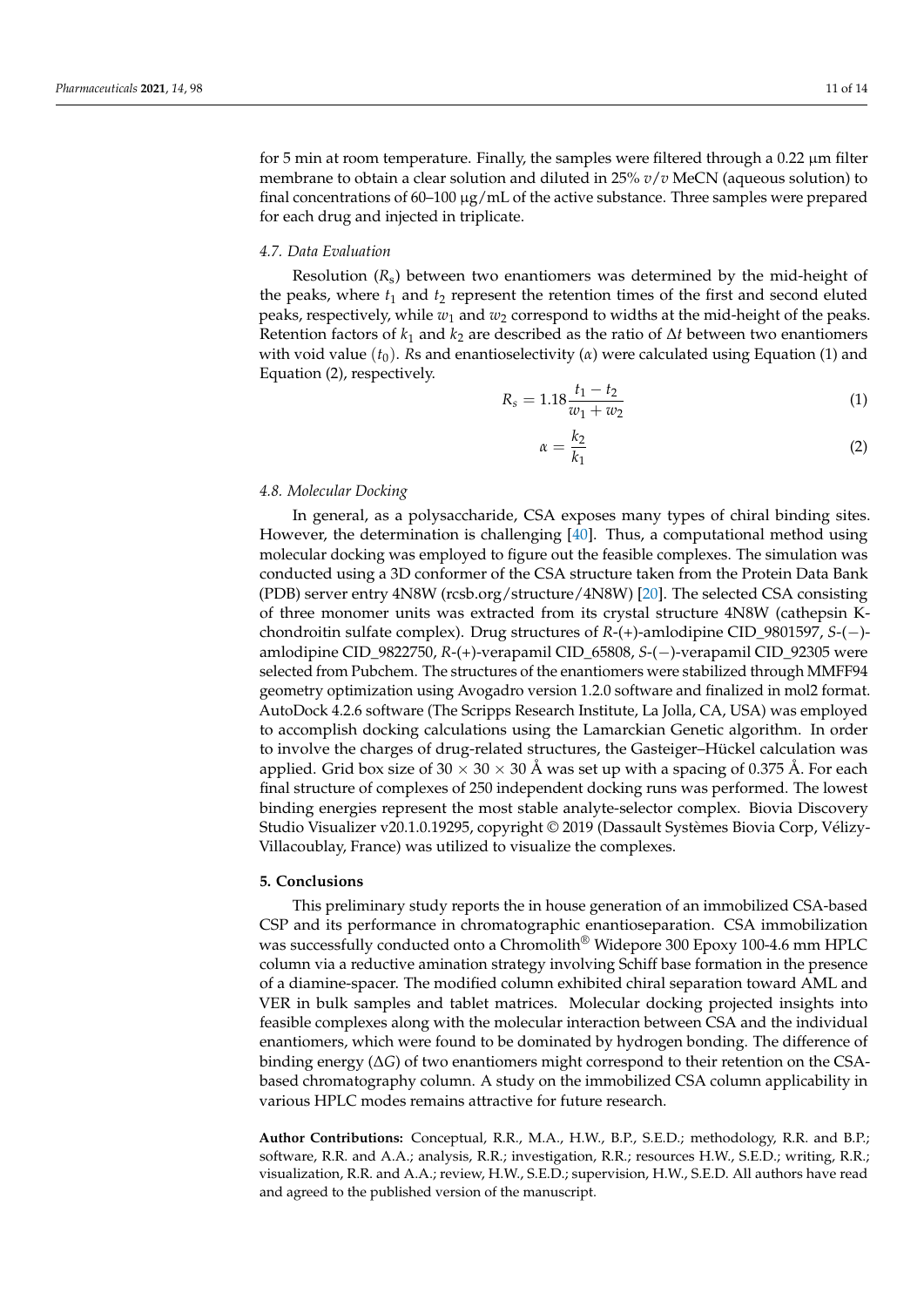for 5 min at room temperature. Finally, the samples were filtered through a 0.22 μm filter membrane to obtain a clear solution and diluted in 25% *v*/*v* MeCN (aqueous solution) to final concentrations of 60–100 μg/mL of the active substance. Three samples were prepared for each drug and injected in triplicate.

### *4.7. Data Evaluation*

Resolution ($R_s$) between two enantiomers was determined by the mid-height of the peaks, where $t_1$ and $t_2$ represent the retention times of the first and second eluted peaks, respectively, while $w_1$ and $w_2$ correspond to widths at the mid-height of the peaks. Retention factors of $k_1$ and $k_2$ are described as the ratio of $\Delta t$ between two enantiomers with void value ($t_0$). *R*s and enantioselectivity ($\alpha$) were calculated using Equation (1) and Equation (2), respectively.

$$R_s = 1.18 \frac{t_1 - t_2}{w_1 + w_2} \tag{1}$$

$$\alpha = \frac{k_2}{k_1} \tag{2}$$

### *4.8. Molecular Docking*

In general, as a polysaccharide, CSA exposes many types of chiral binding sites. However, the determination is challenging [40]. Thus, a computational method using molecular docking was employed to figure out the feasible complexes. The simulation was conducted using a 3D conformer of the CSA structure taken from the Protein Data Bank (PDB) server entry 4N8W (rcsb.org/structure/4N8W) [20]. The selected CSA consisting of three monomer units was extracted from its crystal structure 4N8W (cathepsin K-chondroitin sulfate complex). Drug structures of *R*-(+)-amlodipine CID_9801597, *S*-(−)-amlodipine CID_9822750, *R*-(+)-verapamil CID_65808, *S*-(−)-verapamil CID_92305 were selected from Pubchem. The structures of the enantiomers were stabilized through MMFF94 geometry optimization using Avogadro version 1.2.0 software and finalized in mol2 format. AutoDock 4.2.6 software (The Scripps Research Institute, La Jolla, CA, USA) was employed to accomplish docking calculations using the Lamarckian Genetic algorithm. In order to involve the charges of drug-related structures, the Gasteiger–Hückel calculation was applied. Grid box size of 30 × 30 × 30 Å was set up with a spacing of 0.375 Å. For each final structure of complexes of 250 independent docking runs was performed. The lowest binding energies represent the most stable analyte-selector complex. Biovia Discovery Studio Visualizer v20.1.0.19295, copyright © 2019 (Dassault Systèmes Biovia Corp, Vélizy-Villacoublay, France) was utilized to visualize the complexes.

## **5. Conclusions**

This preliminary study reports the in house generation of an immobilized CSA-based CSP and its performance in chromatographic enantioseparation. CSA immobilization was successfully conducted onto a Chromolith® Widepore 300 Epoxy 100-4.6 mm HPLC column via a reductive amination strategy involving Schiff base formation in the presence of a diamine-spacer. The modified column exhibited chiral separation toward AML and VER in bulk samples and tablet matrices. Molecular docking projected insights into feasible complexes along with the molecular interaction between CSA and the individual enantiomers, which were found to be dominated by hydrogen bonding. The difference of binding energy ($\Delta G$) of two enantiomers might correspond to their retention on the CSA-based chromatography column. A study on the immobilized CSA column applicability in various HPLC modes remains attractive for future research.

**Author Contributions:** Conceptual, R.R., M.A., H.W., B.P., S.E.D.; methodology, R.R. and B.P.; software, R.R. and A.A.; analysis, R.R.; investigation, R.R.; resources H.W., S.E.D.; writing, R.R.; visualization, R.R. and A.A.; review, H.W., S.E.D.; supervision, H.W., S.E.D. All authors have read and agreed to the published version of the manuscript.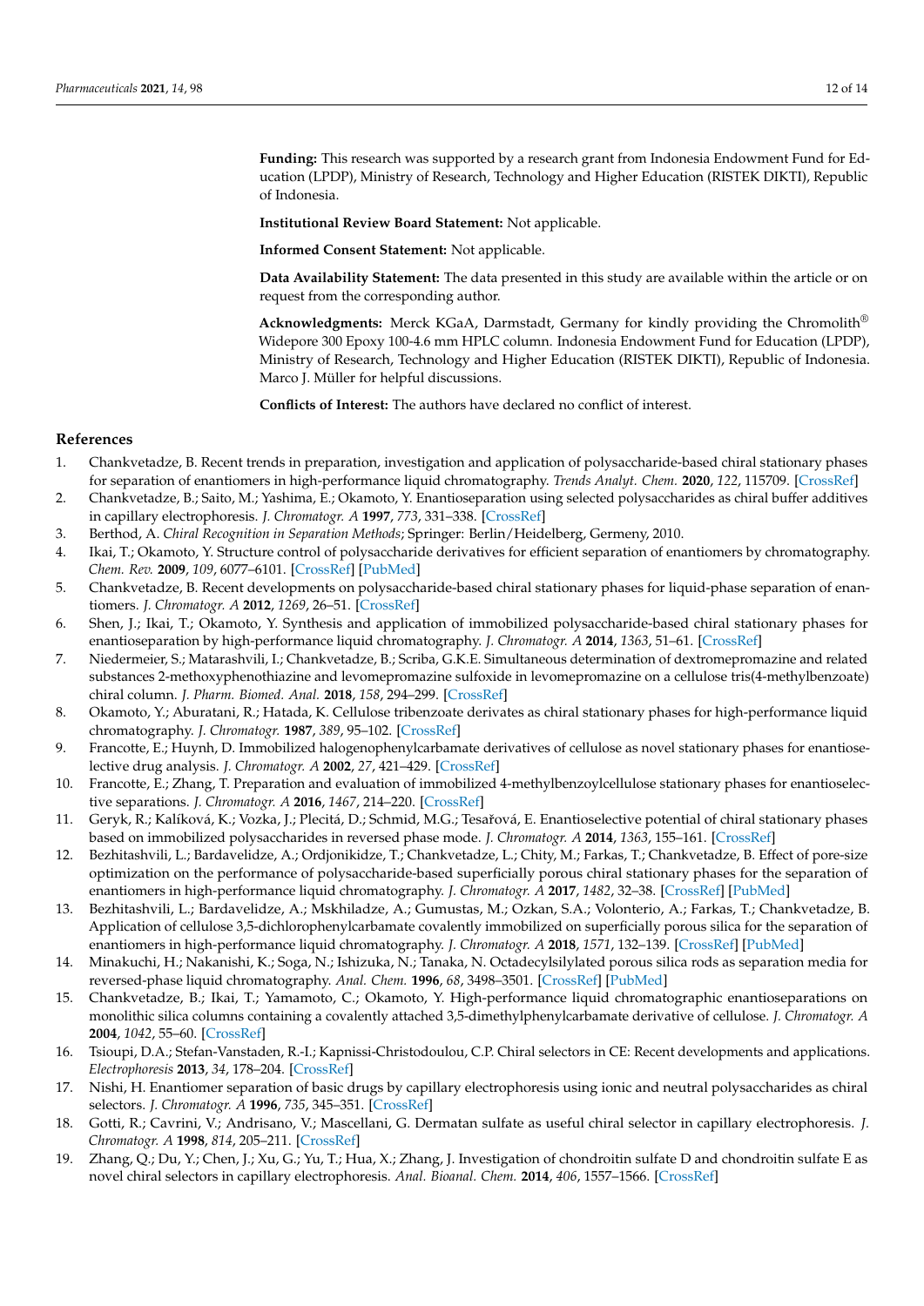**Funding:** This research was supported by a research grant from Indonesia Endowment Fund for Education (LPDP), Ministry of Research, Technology and Higher Education (RISTEK DIKTI), Republic of Indonesia.

**Institutional Review Board Statement:** Not applicable.

**Informed Consent Statement:** Not applicable.

**Data Availability Statement:** The data presented in this study are available within the article or on request from the corresponding author.

**Acknowledgments:** Merck KGaA, Darmstadt, Germany for kindly providing the Chromolith® Widepore 300 Epoxy 100-4.6 mm HPLC column. Indonesia Endowment Fund for Education (LPDP), Ministry of Research, Technology and Higher Education (RISTEK DIKTI), Republic of Indonesia. Marco J. Müller for helpful discussions.

**Conflicts of Interest:** The authors have declared no conflict of interest.

## References

1. Chankvetadze, B. Recent trends in preparation, investigation and application of polysaccharide-based chiral stationary phases for separation of enantiomers in high-performance liquid chromatography. *Trends Analyt. Chem.* **2020**, *122*, 115709. [CrossRef]
2. Chankvetadze, B.; Saito, M.; Yashima, E.; Okamoto, Y. Enantioseparation using selected polysaccharides as chiral buffer additives in capillary electrophoresis. *J. Chromatogr. A* **1997**, *773*, 331–338. [CrossRef]
3. Berthod, A. *Chiral Recognition in Separation Methods*; Springer: Berlin/Heidelberg, Germeny, 2010.
4. Ikai, T.; Okamoto, Y. Structure control of polysaccharide derivatives for efficient separation of enantiomers by chromatography. *Chem. Rev.* **2009**, *109*, 6077–6101. [CrossRef] [PubMed]
5. Chankvetadze, B. Recent developments on polysaccharide-based chiral stationary phases for liquid-phase separation of enantiomers. *J. Chromatogr. A* **2012**, *1269*, 26–51. [CrossRef]
6. Shen, J.; Ikai, T.; Okamoto, Y. Synthesis and application of immobilized polysaccharide-based chiral stationary phases for enantioseparation by high-performance liquid chromatography. *J. Chromatogr. A* **2014**, *1363*, 51–61. [CrossRef]
7. Niedermeier, S.; Matarashvili, I.; Chankvetadze, B.; Scriba, G.K.E. Simultaneous determination of dextromepromazine and related substances 2-methoxyphenothiazine and levomepromazine sulfoxide in levomepromazine on a cellulose tris(4-methylbenzoate) chiral column. *J. Pharm. Biomed. Anal.* **2018**, *158*, 294–299. [CrossRef]
8. Okamoto, Y.; Aburatani, R.; Hatada, K. Cellulose tribenzoate derivates as chiral stationary phases for high-performance liquid chromatography. *J. Chromatogr.* **1987**, *389*, 95–102. [CrossRef]
9. Francotte, E.; Huynh, D. Immobilized halogenophenylcarbamate derivatives of cellulose as novel stationary phases for enantioselective drug analysis. *J. Chromatogr. A* **2002**, *27*, 421–429. [CrossRef]
10. Francotte, E.; Zhang, T. Preparation and evaluation of immobilized 4-methylbenzoylcellulose stationary phases for enantioselective separations. *J. Chromatogr. A* **2016**, *1467*, 214–220. [CrossRef]
11. Geryk, R.; Kalíková, K.; Vozka, J.; Plecitá, D.; Schmid, M.G.; Tesařová, E. Enantioselective potential of chiral stationary phases based on immobilized polysaccharides in reversed phase mode. *J. Chromatogr. A* **2014**, *1363*, 155–161. [CrossRef]
12. Bezhitashvili, L.; Bardavelidze, A.; Ordjonikidze, T.; Chankvetadze, L.; Chity, M.; Farkas, T.; Chankvetadze, B. Effect of pore-size optimization on the performance of polysaccharide-based superficially porous chiral stationary phases for the separation of enantiomers in high-performance liquid chromatography. *J. Chromatogr. A* **2017**, *1482*, 32–38. [CrossRef] [PubMed]
13. Bezhitashvili, L.; Bardavelidze, A.; Mskhiladze, A.; Gumustas, M.; Ozkan, S.A.; Volonterio, A.; Farkas, T.; Chankvetadze, B. Application of cellulose 3,5-dichlorophenylcarbamate covalently immobilized on superficially porous silica for the separation of enantiomers in high-performance liquid chromatography. *J. Chromatogr. A* **2018**, *1571*, 132–139. [CrossRef] [PubMed]
14. Minakuchi, H.; Nakanishi, K.; Soga, N.; Ishizuka, N.; Tanaka, N. Octadecylsilylated porous silica rods as separation media for reversed-phase liquid chromatography. *Anal. Chem.* **1996**, *68*, 3498–3501. [CrossRef] [PubMed]
15. Chankvetadze, B.; Ikai, T.; Yamamoto, C.; Okamoto, Y. High-performance liquid chromatographic enantioseparations on monolithic silica columns containing a covalently attached 3,5-dimethylphenylcarbamate derivative of cellulose. *J. Chromatogr. A* **2004**, *1042*, 55–60. [CrossRef]
16. Tsioupi, D.A.; Stefan-Vanstaden, R.-I.; Kapnissi-Christodoulou, C.P. Chiral selectors in CE: Recent developments and applications. *Electrophoresis* **2013**, *34*, 178–204. [CrossRef]
17. Nishi, H. Enantiomer separation of basic drugs by capillary electrophoresis using ionic and neutral polysaccharides as chiral selectors. *J. Chromatogr. A* **1996**, *735*, 345–351. [CrossRef]
18. Gotti, R.; Cavrini, V.; Andrisano, V.; Mascellani, G. Dermatan sulfate as useful chiral selector in capillary electrophoresis. *J. Chromatogr. A* **1998**, *814*, 205–211. [CrossRef]
19. Zhang, Q.; Du, Y.; Chen, J.; Xu, G.; Yu, T.; Hua, X.; Zhang, J. Investigation of chondroitin sulfate D and chondroitin sulfate E as novel chiral selectors in capillary electrophoresis. *Anal. Bioanal. Chem.* **2014**, *406*, 1557–1566. [CrossRef]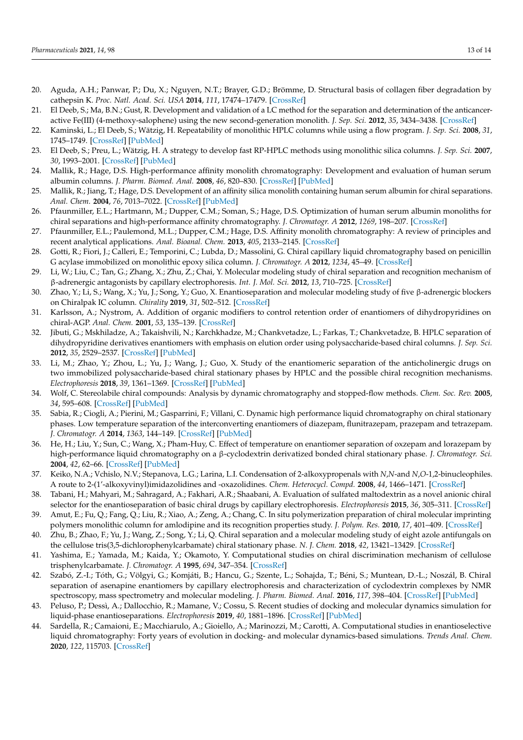20. Aguda, A.H.; Panwar, P.; Du, X.; Nguyen, N.T.; Brayer, G.D.; Brömme, D. Structural basis of collagen fiber degradation by cathepsin K. *Proc. Natl. Acad. Sci. USA* **2014**, *111*, 17474–17479. [CrossRef]
21. El Deeb, S.; Ma, B.N.; Gust, R. Development and validation of a LC method for the separation and determination of the anticancer-active Fe(III) (4-methoxy-salophene) using the new second-generation monolith. *J. Sep. Sci.* **2012**, *35*, 3434–3438. [CrossRef]
22. Kaminski, L.; El Deeb, S.; Wätzig, H. Repeatability of monolithic HPLC columns while using a flow program. *J. Sep. Sci.* **2008**, *31*, 1745–1749. [CrossRef] [PubMed]
23. El Deeb, S.; Preu, L.; Wätzig, H. A strategy to develop fast RP-HPLC methods using monolithic silica columns. *J. Sep. Sci.* **2007**, *30*, 1993–2001. [CrossRef] [PubMed]
24. Mallik, R.; Hage, D.S. High-performance affinity monolith chromatography: Development and evaluation of human serum albumin columns. *J. Pharm. Biomed. Anal.* **2008**, *46*, 820–830. [CrossRef] [PubMed]
25. Mallik, R.; Jiang, T.; Hage, D.S. Development of an affinity silica monolith containing human serum albumin for chiral separations. *Anal. Chem.* **2004**, *76*, 7013–7022. [CrossRef] [PubMed]
26. Pfaunmiller, E.L.; Hartmann, M.; Dupper, C.M.; Soman, S.; Hage, D.S. Optimization of human serum albumin monoliths for chiral separations and high-performance affinity chromatography. *J. Chromatogr. A* **2012**, *1269*, 198–207. [CrossRef]
27. Pfaunmiller, E.L.; Paulemond, M.L.; Dupper, C.M.; Hage, D.S. Affinity monolith chromatography: A review of principles and recent analytical applications. *Anal. Bioanal. Chem.* **2013**, *405*, 2133–2145. [CrossRef]
28. Gotti, R.; Fiori, J.; Calleri, E.; Temporini, C.; Lubda, D.; Massolini, G. Chiral capillary liquid chromatography based on penicillin G acylase immobilized on monolithic epoxy silica column. *J. Chromatogr. A* **2012**, *1234*, 45–49. [CrossRef]
29. Li, W.; Liu, C.; Tan, G.; Zhang, X.; Zhu, Z.; Chai, Y. Molecular modeling study of chiral separation and recognition mechanism of β-adrenergic antagonists by capillary electrophoresis. *Int. J. Mol. Sci.* **2012**, *13*, 710–725. [CrossRef]
30. Zhao, Y.; Li, S.; Wang, X.; Yu, J.; Song, Y.; Guo, X. Enantioseparation and molecular modeling study of five β-adrenergic blockers on Chiralpak IC column. *Chirality* **2019**, *31*, 502–512. [CrossRef]
31. Karlsson, A.; Nystrom, A. Addition of organic modifiers to control retention order of enantiomers of dihydropyridines on chiral-AGP. *Anal. Chem.* **2001**, *53*, 135–139. [CrossRef]
32. Jibuti, G.; Mskhiladze, A.; Takaishvili, N.; Karchkhadze, M.; Chankvetadze, L.; Farkas, T.; Chankvetadze, B. HPLC separation of dihydropyridine derivatives enantiomers with emphasis on elution order using polysaccharide-based chiral columns. *J. Sep. Sci.* **2012**, *35*, 2529–2537. [CrossRef] [PubMed]
33. Li, M.; Zhao, Y.; Zhou, L.; Yu, J.; Wang, J.; Guo, X. Study of the enantiomeric separation of the anticholinergic drugs on two immobilized polysaccharide-based chiral stationary phases by HPLC and the possible chiral recognition mechanisms. *Electrophoresis* **2018**, *39*, 1361–1369. [CrossRef] [PubMed]
34. Wolf, C. Stereolabile chiral compounds: Analysis by dynamic chromatography and stopped-flow methods. *Chem. Soc. Rev.* **2005**, *34*, 595–608. [CrossRef] [PubMed]
35. Sabia, R.; Ciogli, A.; Pierini, M.; Gasparrini, F.; Villani, C. Dynamic high performance liquid chromatography on chiral stationary phases. Low temperature separation of the interconverting enantiomers of diazepam, flunitrazepam, prazepam and tetrazepam. *J. Chromatogr. A* **2014**, *1363*, 144–149. [CrossRef] [PubMed]
36. He, H.; Liu, Y.; Sun, C.; Wang, X.; Pham-Huy, C. Effect of temperature on enantiomer separation of oxzepam and lorazepam by high-performance liquid chromatography on a β-cyclodextrin derivatized bonded chiral stationary phase. *J. Chromatogr. Sci.* **2004**, *42*, 62–66. [CrossRef] [PubMed]
37. Keiko, N.A.; Vchislo, N.V.; Stepanova, L.G.; Larina, L.I. Condensation of 2-alkoxypropenals with *N*,*N*-and *N*,*O*-1,2-binucleophiles. A route to 2-(1′-alkoxyvinyl)imidazolidines and -oxazolidines. *Chem. Heterocycl. Compd.* **2008**, *44*, 1466–1471. [CrossRef]
38. Tabani, H.; Mahyari, M.; Sahragard, A.; Fakhari, A.R.; Shaabani, A. Evaluation of sulfated maltodextrin as a novel anionic chiral selector for the enantioseparation of basic chiral drugs by capillary electrophoresis. *Electrophoresis* **2015**, *36*, 305–311. [CrossRef]
39. Amut, E.; Fu, Q.; Fang, Q.; Liu, R.; Xiao, A.; Zeng, A.; Chang, C. In situ polymerization preparation of chiral molecular imprinting polymers monolithic column for amlodipine and its recognition properties study. *J. Polym. Res.* **2010**, *17*, 401–409. [CrossRef]
40. Zhu, B.; Zhao, F.; Yu, J.; Wang, Z.; Song, Y.; Li, Q. Chiral separation and a molecular modeling study of eight azole antifungals on the cellulose tris(3,5-dichlorophenylcarbamate) chiral stationary phase. *N. J. Chem.* **2018**, *42*, 13421–13429. [CrossRef]
41. Yashima, E.; Yamada, M.; Kaida, Y.; Okamoto, Y. Computational studies on chiral discrimination mechanism of cellulose trisphenylcarbamate. *J. Chromatogr. A* **1995**, *694*, 347–354. [CrossRef]
42. Szabó, Z.-I.; Tóth, G.; Völgyi, G.; Komjáti, B.; Hancu, G.; Szente, L.; Sohajda, T.; Béni, S.; Muntean, D.-L.; Noszál, B. Chiral separation of asenapine enantiomers by capillary electrophoresis and characterization of cyclodextrin complexes by NMR spectroscopy, mass spectrometry and molecular modeling. *J. Pharm. Biomed. Anal.* **2016**, *117*, 398–404. [CrossRef] [PubMed]
43. Peluso, P.; Dessì, A.; Dallocchio, R.; Mamane, V.; Cossu, S. Recent studies of docking and molecular dynamics simulation for liquid-phase enantioseparations. *Electrophoresis* **2019**, *40*, 1881–1896. [CrossRef] [PubMed]
44. Sardella, R.; Camaioni, E.; Macchiarulo, A.; Gioiello, A.; Marinozzi, M.; Carotti, A. Computational studies in enantioselective liquid chromatography: Forty years of evolution in docking- and molecular dynamics-based simulations. *Trends Anal. Chem.* **2020**, *122*, 115703. [CrossRef]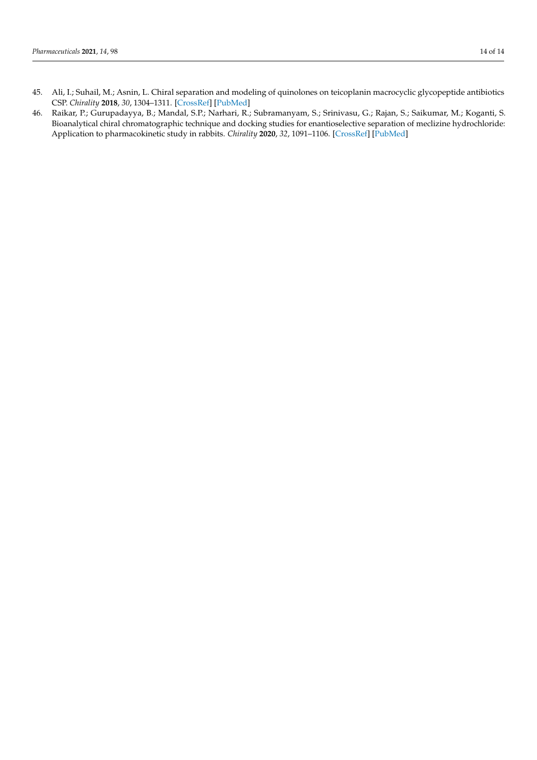45. Ali, I.; Suhail, M.; Asnin, L. Chiral separation and modeling of quinolones on teicoplanin macrocyclic glycopeptide antibiotics CSP. *Chirality* **2018**, *30*, 1304–1311. [CrossRef] [PubMed]
46. Raikar, P.; Gurupadayya, B.; Mandal, S.P.; Narhari, R.; Subramanyam, S.; Srinivasu, G.; Rajan, S.; Saikumar, M.; Koganti, S. Bioanalytical chiral chromatographic technique and docking studies for enantioselective separation of meclizine hydrochloride: Application to pharmacokinetic study in rabbits. *Chirality* **2020**, *32*, 1091–1106. [CrossRef] [PubMed]